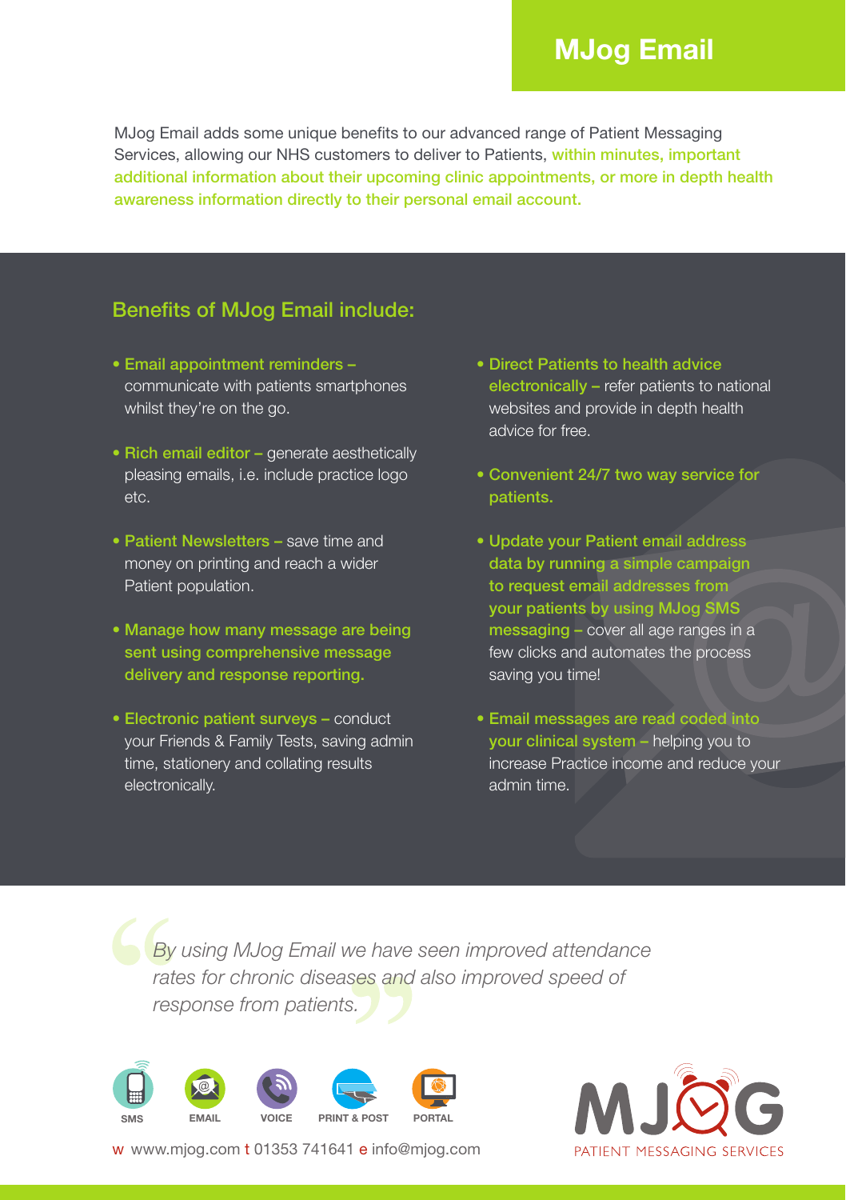# MJog Email

MJog Email adds some unique benefits to our advanced range of Patient Messaging Services, allowing our NHS customers to deliver to Patients, **within minutes, important additional information about their upcoming clinic appointments, or more in depth health awareness information directly to their personal email account.**

## Benefits of MJog Email include:

- **Email appointment reminders –** communicate with patients smartphones whilst they're on the go.
- **Rich email editor –** generate aesthetically pleasing emails, i.e. include practice logo etc.
- **Patient Newsletters –** save time and money on printing and reach a wider Patient population.
- **Manage how many message are being sent using comprehensive message delivery and response reporting.**
- **Electronic patient surveys –** conduct your Friends & Family Tests, saving admin time, stationery and collating results electronically.
- **Direct Patients to health advice electronically –** refer patients to national websites and provide in depth health advice for free.
- **Convenient 24/7 two way service for patients.**
- **Update your Patient email address data by running a simple campaign to request email addresses from your patients by using MJog SMS messaging –** cover all age ranges in a few clicks and automates the process saving you time!
- **Email messages are read coded into your clinical system –** helping you to increase Practice income and reduce your admin time.

*"By using MJog Email we have seen improved attendance rates for chronic diseases and also improved speed of response from patients."*

SMS · EMAIL · VOICE · PRINT & POST · PORTAL

w www.mjog.com t 01353 741641 e info@mjog.com

MJOG PATIENT MESSAGING SERVICES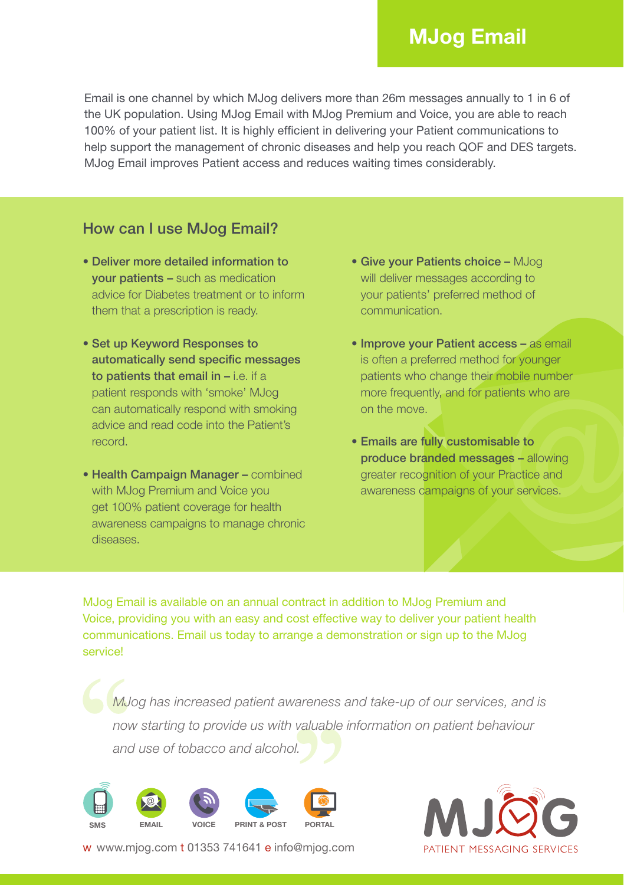# MJog Email

Email is one channel by which MJog delivers more than 26m messages annually to 1 in 6 of the UK population. Using MJog Email with MJog Premium and Voice, you are able to reach 100% of your patient list. It is highly efficient in delivering your Patient communications to help support the management of chronic diseases and help you reach QOF and DES targets. MJog Email improves Patient access and reduces waiting times considerably.

## How can I use MJog Email?

- **Deliver more detailed information to your patients –** such as medication advice for Diabetes treatment or to inform them that a prescription is ready.
- **Set up Keyword Responses to automatically send specific messages to patients that email in –** i.e. if a patient responds with 'smoke' MJog can automatically respond with smoking advice and read code into the Patient's record.
- **Health Campaign Manager –** combined with MJog Premium and Voice you get 100% patient coverage for health awareness campaigns to manage chronic diseases.
- **Give your Patients choice –** MJog will deliver messages according to your patients' preferred method of communication.
- **Improve your Patient access –** as email is often a preferred method for younger patients who change their mobile number more frequently, and for patients who are on the move.
- **Emails are fully customisable to produce branded messages –** allowing greater recognition of your Practice and awareness campaigns of your services.

MJog Email is available on an annual contract in addition to MJog Premium and Voice, providing you with an easy and cost effective way to deliver your patient health communications. Email us today to arrange a demonstration or sign up to the MJog service!

*"MJog has increased patient awareness and take-up of our services, and is now starting to provide us with valuable information on patient behaviour and use of tobacco and alcohol."*

SMS EMAIL VOICE PRINT & POST PORTAL

w www.mjog.com t 01353 741641 e info@mjog.com

MJOG PATIENT MESSAGING SERVICES